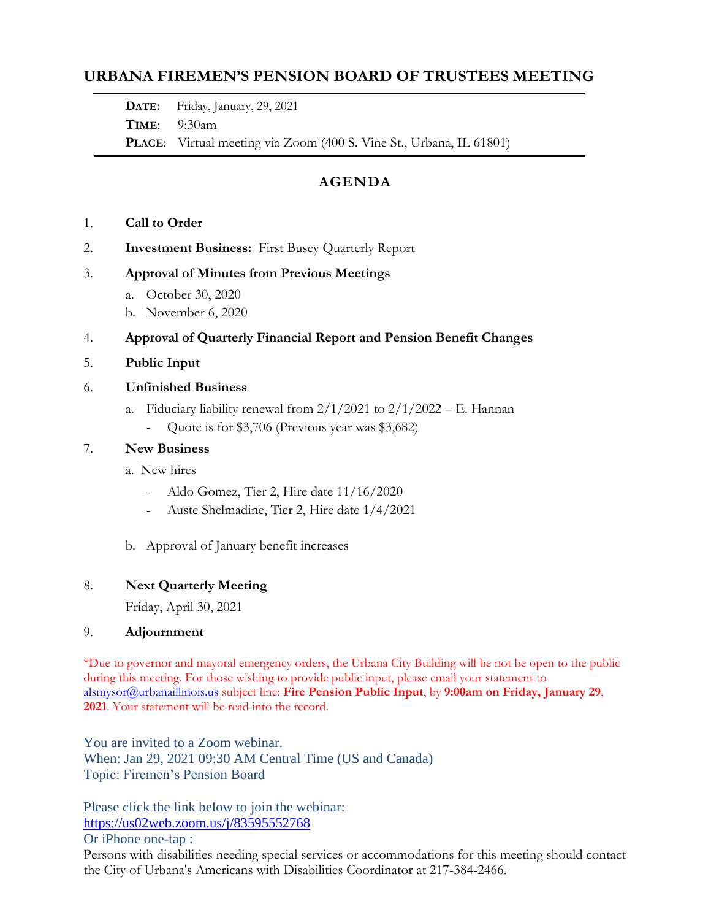# URBANA FIREMEN'S PENSION BOARD OF TRUSTEES MEETING

**DATE:** Friday, January, 29, 2021
**TIME:** 9:30am
**PLACE:** Virtual meeting via Zoom (400 S. Vine St., Urbana, IL 61801)

## AGENDA

1. **Call to Order**
2. **Investment Business:** First Busey Quarterly Report
3. **Approval of Minutes from Previous Meetings**
   a. October 30, 2020
   b. November 6, 2020
4. **Approval of Quarterly Financial Report and Pension Benefit Changes**
5. **Public Input**
6. **Unfinished Business**
   a. Fiduciary liability renewal from 2/1/2021 to 2/1/2022 – E. Hannan
      - Quote is for $3,706 (Previous year was $3,682)
7. **New Business**
   a. New hires
      - Aldo Gomez, Tier 2, Hire date 11/16/2020
      - Auste Shelmadine, Tier 2, Hire date 1/4/2021

   b. Approval of January benefit increases
8. **Next Quarterly Meeting**
   Friday, April 30, 2021
9. **Adjournment**

*Due to governor and mayoral emergency orders, the Urbana City Building will be not be open to the public during this meeting. For those wishing to provide public input, please email your statement to alsmysor@urbanaillinois.us subject line: **Fire Pension Public Input**, by **9:00am on Friday, January 29, 2021**. Your statement will be read into the record.

You are invited to a Zoom webinar.
When: Jan 29, 2021 09:30 AM Central Time (US and Canada)
Topic: Firemen's Pension Board

Please click the link below to join the webinar:
https://us02web.zoom.us/j/83595552768
Or iPhone one-tap :
Persons with disabilities needing special services or accommodations for this meeting should contact the City of Urbana's Americans with Disabilities Coordinator at 217-384-2466.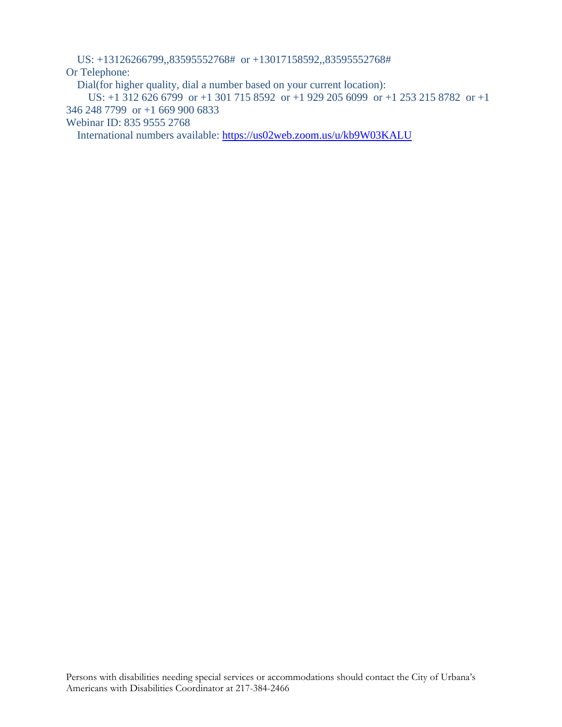US: +13126266799,,83595552768# or +13017158592,,83595552768#

Or Telephone:

Dial(for higher quality, dial a number based on your current location):

US: +1 312 626 6799 or +1 301 715 8592 or +1 929 205 6099 or +1 253 215 8782 or +1 346 248 7799 or +1 669 900 6833

Webinar ID: 835 9555 2768

International numbers available: https://us02web.zoom.us/u/kb9W03KALU

Persons with disabilities needing special services or accommodations should contact the City of Urbana's Americans with Disabilities Coordinator at 217-384-2466